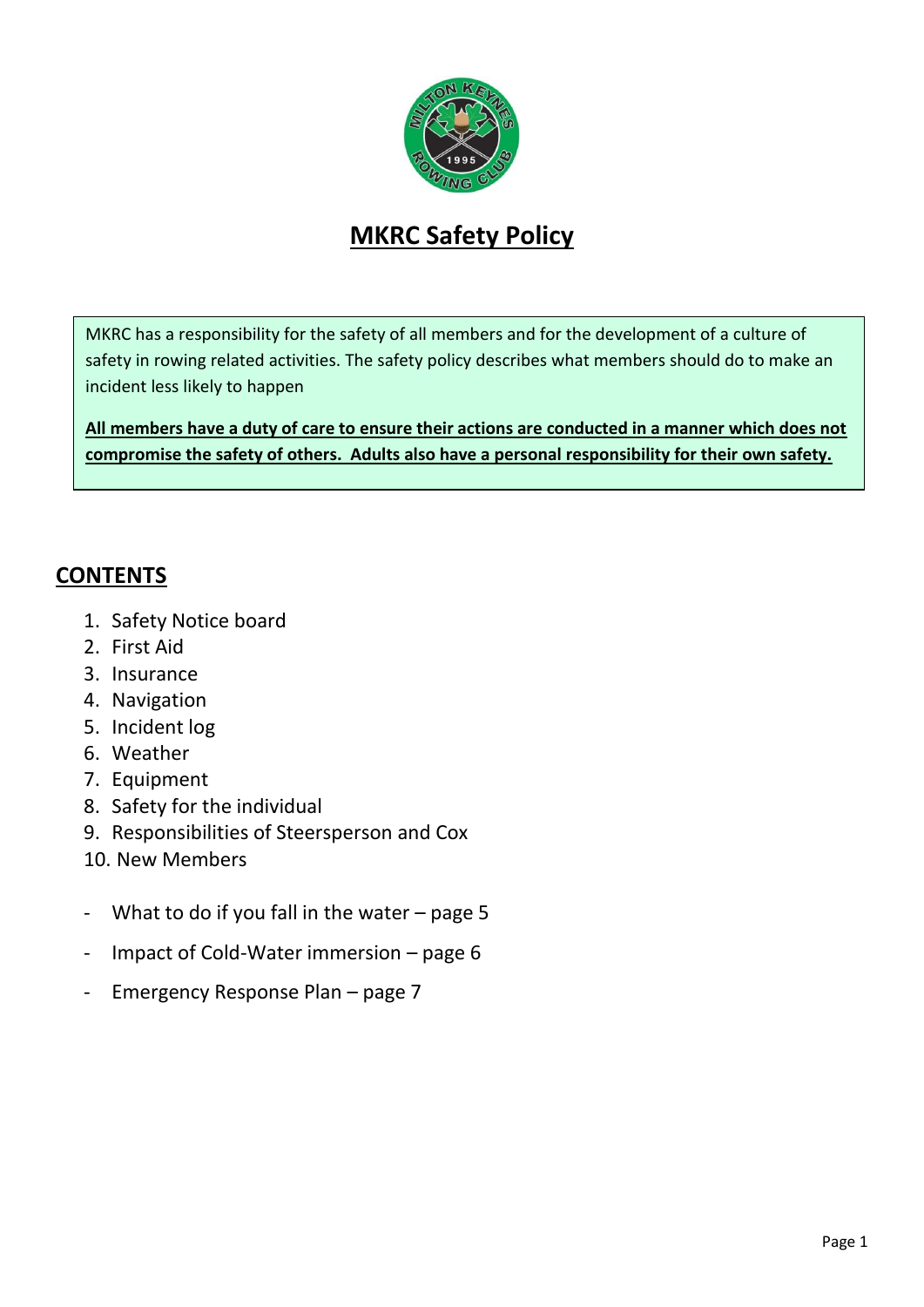# MKRC Safety Policy

MKRC has a responsibility for the safety of all members and for the development of a culture of safety in rowing related activities. The safety policy describes what members should do to make an incident less likely to happen

**All members have a duty of care to ensure their actions are conducted in a manner which does not compromise the safety of others. Adults also have a personal responsibility for their own safety.**

## CONTENTS

1. Safety Notice board
2. First Aid
3. Insurance
4. Navigation
5. Incident log
6. Weather
7. Equipment
8. Safety for the individual
9. Responsibilities of Steersperson and Cox
10. New Members

- What to do if you fall in the water – page 5
- Impact of Cold-Water immersion – page 6
- Emergency Response Plan – page 7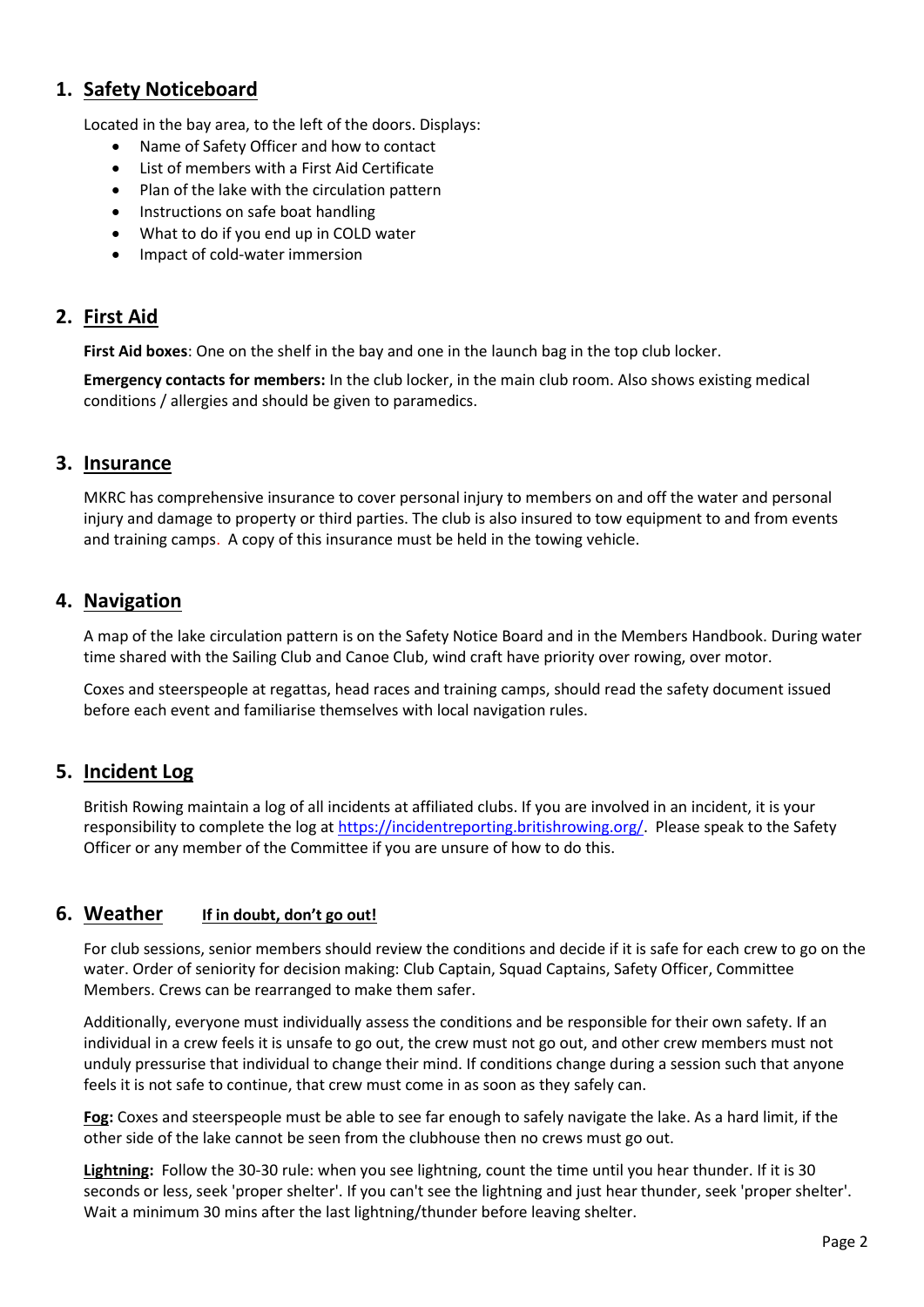## 1. Safety Noticeboard

Located in the bay area, to the left of the doors. Displays:

- Name of Safety Officer and how to contact
- List of members with a First Aid Certificate
- Plan of the lake with the circulation pattern
- Instructions on safe boat handling
- What to do if you end up in COLD water
- Impact of cold-water immersion

## 2. First Aid

**First Aid boxes**: One on the shelf in the bay and one in the launch bag in the top club locker.

**Emergency contacts for members:** In the club locker, in the main club room. Also shows existing medical conditions / allergies and should be given to paramedics.

## 3. Insurance

MKRC has comprehensive insurance to cover personal injury to members on and off the water and personal injury and damage to property or third parties. The club is also insured to tow equipment to and from events and training camps. A copy of this insurance must be held in the towing vehicle.

## 4. Navigation

A map of the lake circulation pattern is on the Safety Notice Board and in the Members Handbook. During water time shared with the Sailing Club and Canoe Club, wind craft have priority over rowing, over motor.

Coxes and steerspeople at regattas, head races and training camps, should read the safety document issued before each event and familiarise themselves with local navigation rules.

## 5. Incident Log

British Rowing maintain a log of all incidents at affiliated clubs. If you are involved in an incident, it is your responsibility to complete the log at [https://incidentreporting.britishrowing.org/](https://incidentreporting.britishrowing.org/). Please speak to the Safety Officer or any member of the Committee if you are unsure of how to do this.

## 6. Weather **If in doubt, don't go out!**

For club sessions, senior members should review the conditions and decide if it is safe for each crew to go on the water. Order of seniority for decision making: Club Captain, Squad Captains, Safety Officer, Committee Members. Crews can be rearranged to make them safer.

Additionally, everyone must individually assess the conditions and be responsible for their own safety. If an individual in a crew feels it is unsafe to go out, the crew must not go out, and other crew members must not unduly pressurise that individual to change their mind. If conditions change during a session such that anyone feels it is not safe to continue, that crew must come in as soon as they safely can.

**Fog:** Coxes and steerspeople must be able to see far enough to safely navigate the lake. As a hard limit, if the other side of the lake cannot be seen from the clubhouse then no crews must go out.

**Lightning:** Follow the 30-30 rule: when you see lightning, count the time until you hear thunder. If it is 30 seconds or less, seek 'proper shelter'. If you can't see the lightning and just hear thunder, seek 'proper shelter'. Wait a minimum 30 mins after the last lightning/thunder before leaving shelter.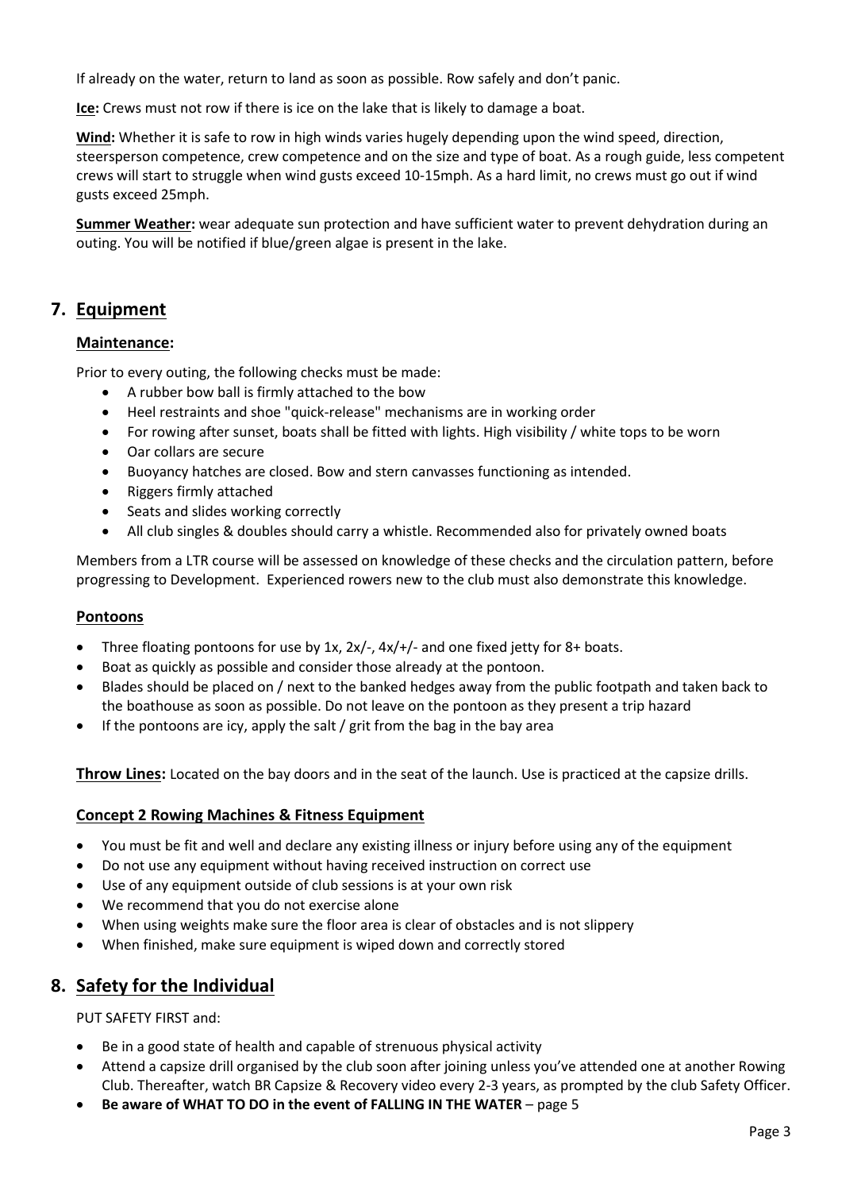If already on the water, return to land as soon as possible. Row safely and don't panic.

**Ice:** Crews must not row if there is ice on the lake that is likely to damage a boat.

**Wind:** Whether it is safe to row in high winds varies hugely depending upon the wind speed, direction, steersperson competence, crew competence and on the size and type of boat. As a rough guide, less competent crews will start to struggle when wind gusts exceed 10-15mph. As a hard limit, no crews must go out if wind gusts exceed 25mph.

**Summer Weather:** wear adequate sun protection and have sufficient water to prevent dehydration during an outing. You will be notified if blue/green algae is present in the lake.

## 7. Equipment

### Maintenance:

Prior to every outing, the following checks must be made:

- A rubber bow ball is firmly attached to the bow
- Heel restraints and shoe "quick-release" mechanisms are in working order
- For rowing after sunset, boats shall be fitted with lights. High visibility / white tops to be worn
- Oar collars are secure
- Buoyancy hatches are closed. Bow and stern canvasses functioning as intended.
- Riggers firmly attached
- Seats and slides working correctly
- All club singles & doubles should carry a whistle. Recommended also for privately owned boats

Members from a LTR course will be assessed on knowledge of these checks and the circulation pattern, before progressing to Development. Experienced rowers new to the club must also demonstrate this knowledge.

### Pontoons

- Three floating pontoons for use by 1x, 2x/-, 4x/+/- and one fixed jetty for 8+ boats.
- Boat as quickly as possible and consider those already at the pontoon.
- Blades should be placed on / next to the banked hedges away from the public footpath and taken back to the boathouse as soon as possible. Do not leave on the pontoon as they present a trip hazard
- If the pontoons are icy, apply the salt / grit from the bag in the bay area

**Throw Lines:** Located on the bay doors and in the seat of the launch. Use is practiced at the capsize drills.

### Concept 2 Rowing Machines & Fitness Equipment

- You must be fit and well and declare any existing illness or injury before using any of the equipment
- Do not use any equipment without having received instruction on correct use
- Use of any equipment outside of club sessions is at your own risk
- We recommend that you do not exercise alone
- When using weights make sure the floor area is clear of obstacles and is not slippery
- When finished, make sure equipment is wiped down and correctly stored

## 8. Safety for the Individual

PUT SAFETY FIRST and:

- Be in a good state of health and capable of strenuous physical activity
- Attend a capsize drill organised by the club soon after joining unless you've attended one at another Rowing Club. Thereafter, watch BR Capsize & Recovery video every 2-3 years, as prompted by the club Safety Officer.
- **Be aware of WHAT TO DO in the event of FALLING IN THE WATER** – page 5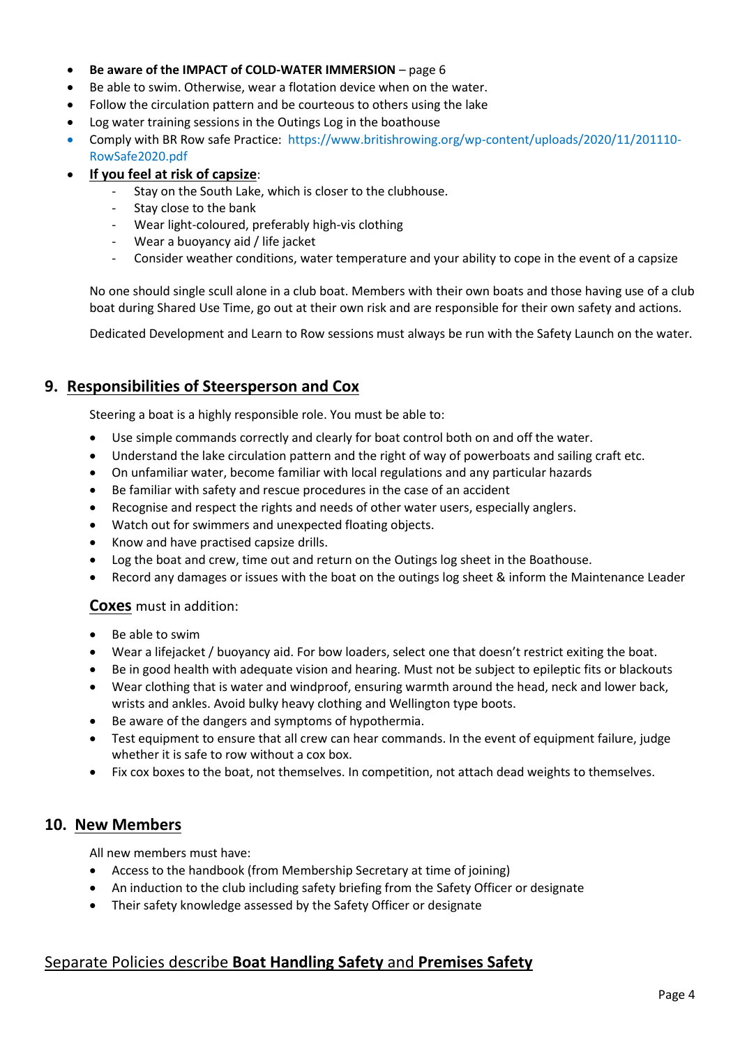- **Be aware of the IMPACT of COLD-WATER IMMERSION** – page 6
- Be able to swim. Otherwise, wear a flotation device when on the water.
- Follow the circulation pattern and be courteous to others using the lake
- Log water training sessions in the Outings Log in the boathouse
- Comply with BR Row safe Practice: https://www.britishrowing.org/wp-content/uploads/2020/11/201110-RowSafe2020.pdf
- **If you feel at risk of capsize**:
  - Stay on the South Lake, which is closer to the clubhouse.
  - Stay close to the bank
  - Wear light-coloured, preferably high-vis clothing
  - Wear a buoyancy aid / life jacket
  - Consider weather conditions, water temperature and your ability to cope in the event of a capsize

No one should single scull alone in a club boat. Members with their own boats and those having use of a club boat during Shared Use Time, go out at their own risk and are responsible for their own safety and actions.

Dedicated Development and Learn to Row sessions must always be run with the Safety Launch on the water.

## 9. Responsibilities of Steersperson and Cox

Steering a boat is a highly responsible role. You must be able to:

- Use simple commands correctly and clearly for boat control both on and off the water.
- Understand the lake circulation pattern and the right of way of powerboats and sailing craft etc.
- On unfamiliar water, become familiar with local regulations and any particular hazards
- Be familiar with safety and rescue procedures in the case of an accident
- Recognise and respect the rights and needs of other water users, especially anglers.
- Watch out for swimmers and unexpected floating objects.
- Know and have practised capsize drills.
- Log the boat and crew, time out and return on the Outings log sheet in the Boathouse.
- Record any damages or issues with the boat on the outings log sheet & inform the Maintenance Leader

**Coxes** must in addition:

- Be able to swim
- Wear a lifejacket / buoyancy aid. For bow loaders, select one that doesn't restrict exiting the boat.
- Be in good health with adequate vision and hearing. Must not be subject to epileptic fits or blackouts
- Wear clothing that is water and windproof, ensuring warmth around the head, neck and lower back, wrists and ankles. Avoid bulky heavy clothing and Wellington type boots.
- Be aware of the dangers and symptoms of hypothermia.
- Test equipment to ensure that all crew can hear commands. In the event of equipment failure, judge whether it is safe to row without a cox box.
- Fix cox boxes to the boat, not themselves. In competition, not attach dead weights to themselves.

## 10. New Members

All new members must have:

- Access to the handbook (from Membership Secretary at time of joining)
- An induction to the club including safety briefing from the Safety Officer or designate
- Their safety knowledge assessed by the Safety Officer or designate

## Separate Policies describe **Boat Handling Safety** and **Premises Safety**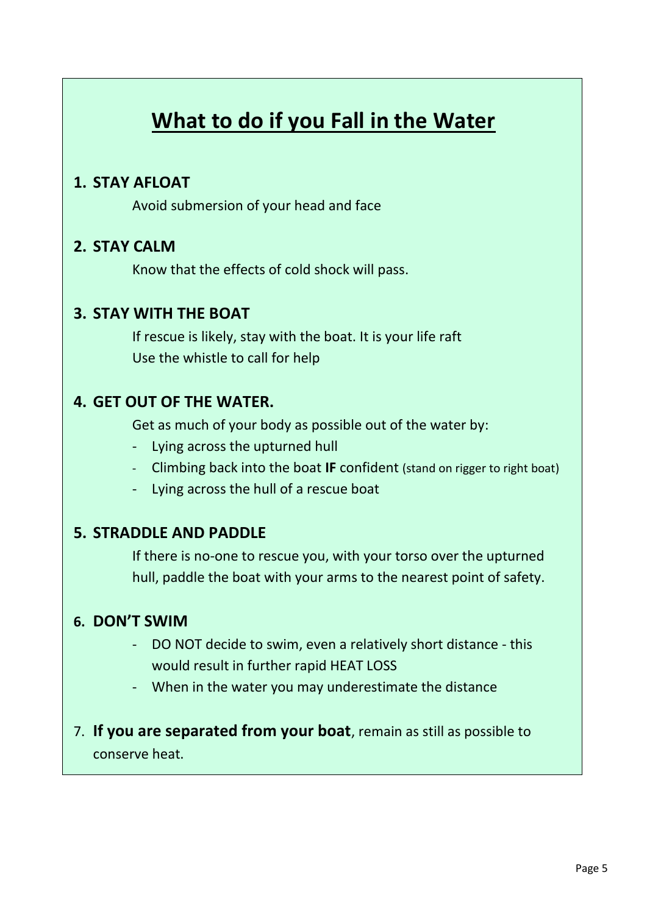# What to do if you Fall in the Water

## 1. STAY AFLOAT

Avoid submersion of your head and face

## 2. STAY CALM

Know that the effects of cold shock will pass.

## 3. STAY WITH THE BOAT

If rescue is likely, stay with the boat. It is your life raft
Use the whistle to call for help

## 4. GET OUT OF THE WATER.

Get as much of your body as possible out of the water by:

- Lying across the upturned hull
- Climbing back into the boat **IF** confident (stand on rigger to right boat)
- Lying across the hull of a rescue boat

## 5. STRADDLE AND PADDLE

If there is no-one to rescue you, with your torso over the upturned hull, paddle the boat with your arms to the nearest point of safety.

## 6. DON'T SWIM

- DO NOT decide to swim, even a relatively short distance - this would result in further rapid HEAT LOSS
- When in the water you may underestimate the distance

7. **If you are separated from your boat**, remain as still as possible to conserve heat.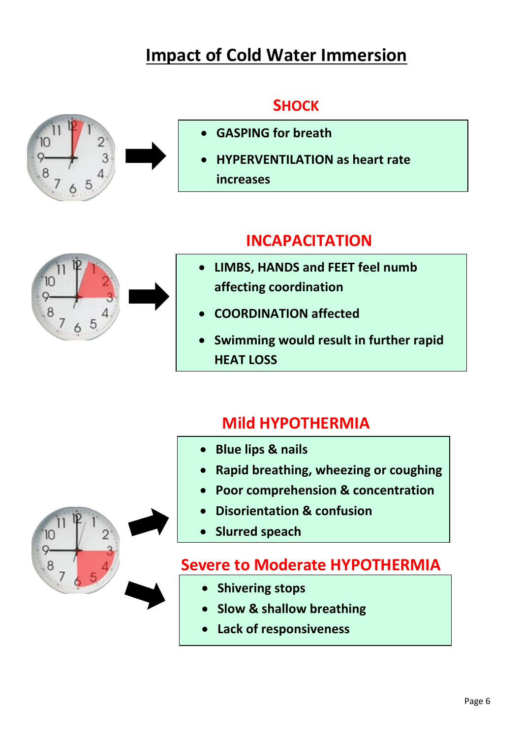# Impact of Cold Water Immersion

## SHOCK

- **GASPING for breath**
- **HYPERVENTILATION as heart rate increases**

## INCAPACITATION

- **LIMBS, HANDS and FEET feel numb affecting coordination**
- **COORDINATION affected**
- **Swimming would result in further rapid HEAT LOSS**

## Mild HYPOTHERMIA

- **Blue lips & nails**
- **Rapid breathing, wheezing or coughing**
- **Poor comprehension & concentration**
- **Disorientation & confusion**
- **Slurred speach**

## Severe to Moderate HYPOTHERMIA

- **Shivering stops**
- **Slow & shallow breathing**
- **Lack of responsiveness**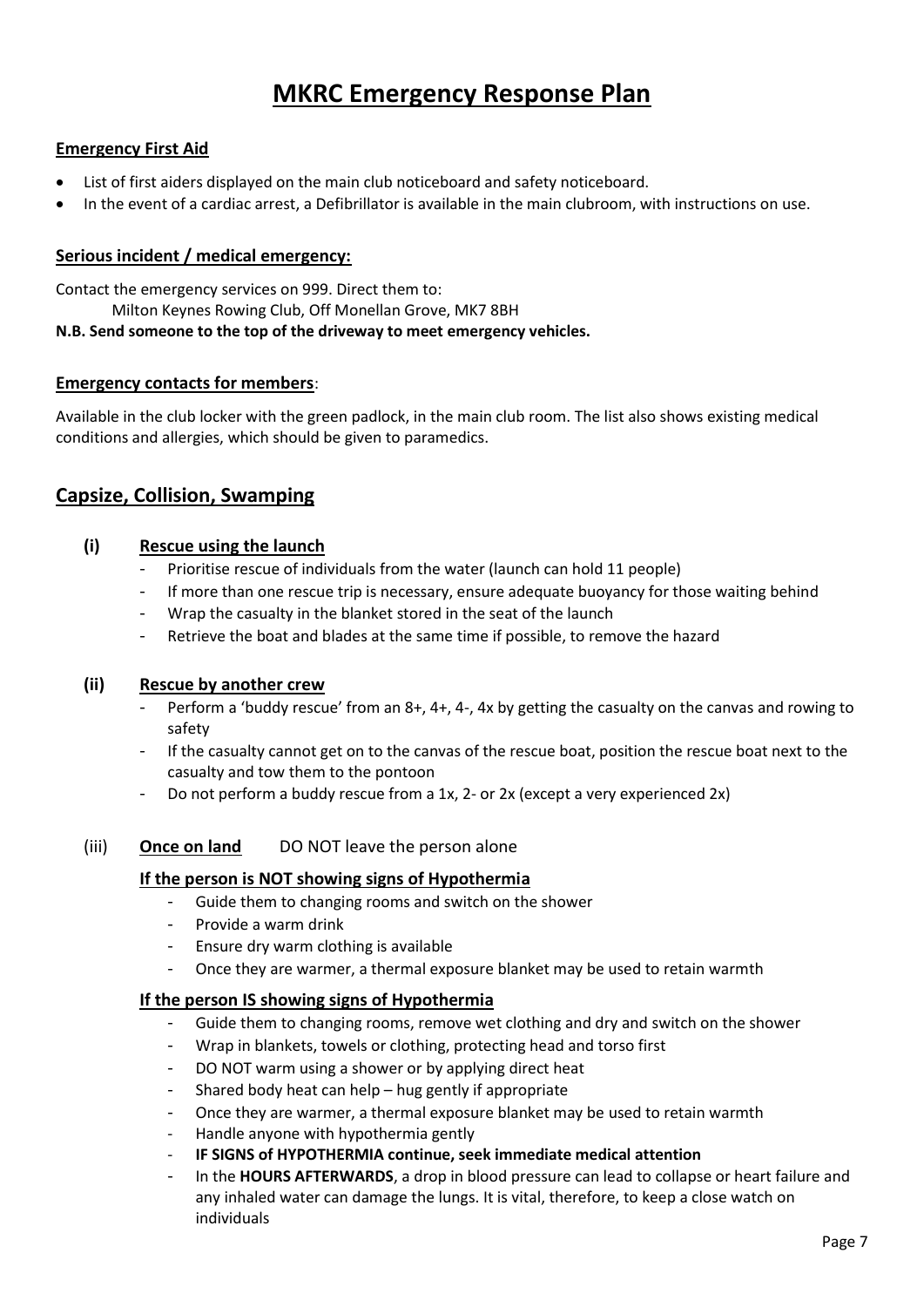# MKRC Emergency Response Plan

**Emergency First Aid**

- List of first aiders displayed on the main club noticeboard and safety noticeboard.
- In the event of a cardiac arrest, a Defibrillator is available in the main clubroom, with instructions on use.

**Serious incident / medical emergency:**

Contact the emergency services on 999. Direct them to:

Milton Keynes Rowing Club, Off Monellan Grove, MK7 8BH

**N.B. Send someone to the top of the driveway to meet emergency vehicles.**

**Emergency contacts for members**:

Available in the club locker with the green padlock, in the main club room. The list also shows existing medical conditions and allergies, which should be given to paramedics.

## Capsize, Collision, Swamping

### (i) Rescue using the launch

- Prioritise rescue of individuals from the water (launch can hold 11 people)
- If more than one rescue trip is necessary, ensure adequate buoyancy for those waiting behind
- Wrap the casualty in the blanket stored in the seat of the launch
- Retrieve the boat and blades at the same time if possible, to remove the hazard

### (ii) Rescue by another crew

- Perform a 'buddy rescue' from an 8+, 4+, 4-, 4x by getting the casualty on the canvas and rowing to safety
- If the casualty cannot get on to the canvas of the rescue boat, position the rescue boat next to the casualty and tow them to the pontoon
- Do not perform a buddy rescue from a 1x, 2- or 2x (except a very experienced 2x)

### (iii) Once on land — DO NOT leave the person alone

**If the person is NOT showing signs of Hypothermia**

- Guide them to changing rooms and switch on the shower
- Provide a warm drink
- Ensure dry warm clothing is available
- Once they are warmer, a thermal exposure blanket may be used to retain warmth

**If the person IS showing signs of Hypothermia**

- Guide them to changing rooms, remove wet clothing and dry and switch on the shower
- Wrap in blankets, towels or clothing, protecting head and torso first
- DO NOT warm using a shower or by applying direct heat
- Shared body heat can help – hug gently if appropriate
- Once they are warmer, a thermal exposure blanket may be used to retain warmth
- Handle anyone with hypothermia gently
- **IF SIGNS of HYPOTHERMIA continue, seek immediate medical attention**
- In the **HOURS AFTERWARDS**, a drop in blood pressure can lead to collapse or heart failure and any inhaled water can damage the lungs. It is vital, therefore, to keep a close watch on individuals